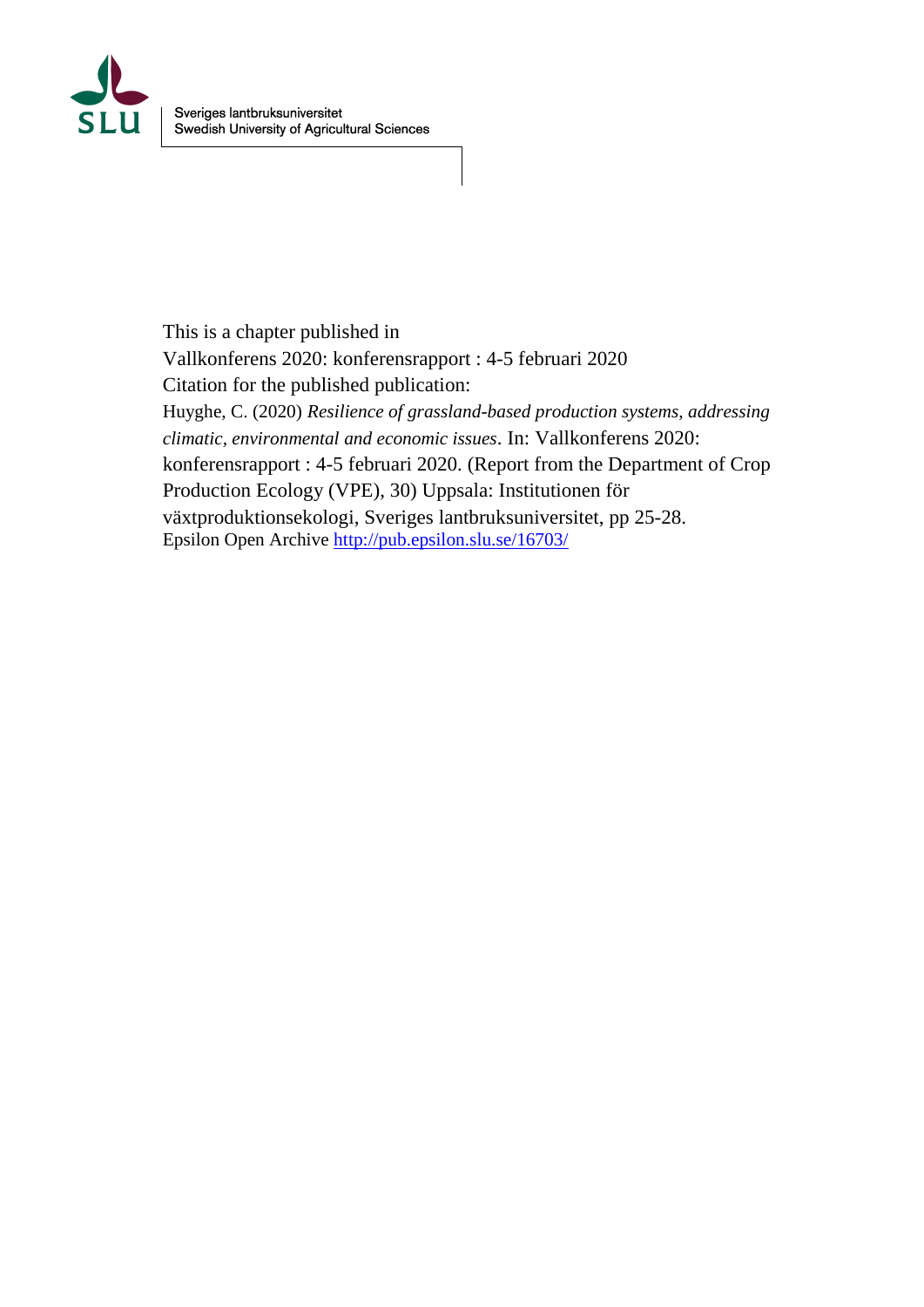Sveriges lantbruksuniversitet
Swedish University of Agricultural Sciences

This is a chapter published in
Vallkonferens 2020: konferensrapport : 4-5 februari 2020
Citation for the published publication:
Huyghe, C. (2020) *Resilience of grassland-based production systems, addressing climatic, environmental and economic issues*. In: Vallkonferens 2020: konferensrapport : 4-5 februari 2020. (Report from the Department of Crop Production Ecology (VPE), 30) Uppsala: Institutionen för växtproduktionsekologi, Sveriges lantbruksuniversitet, pp 25-28.
Epsilon Open Archive http://pub.epsilon.slu.se/16703/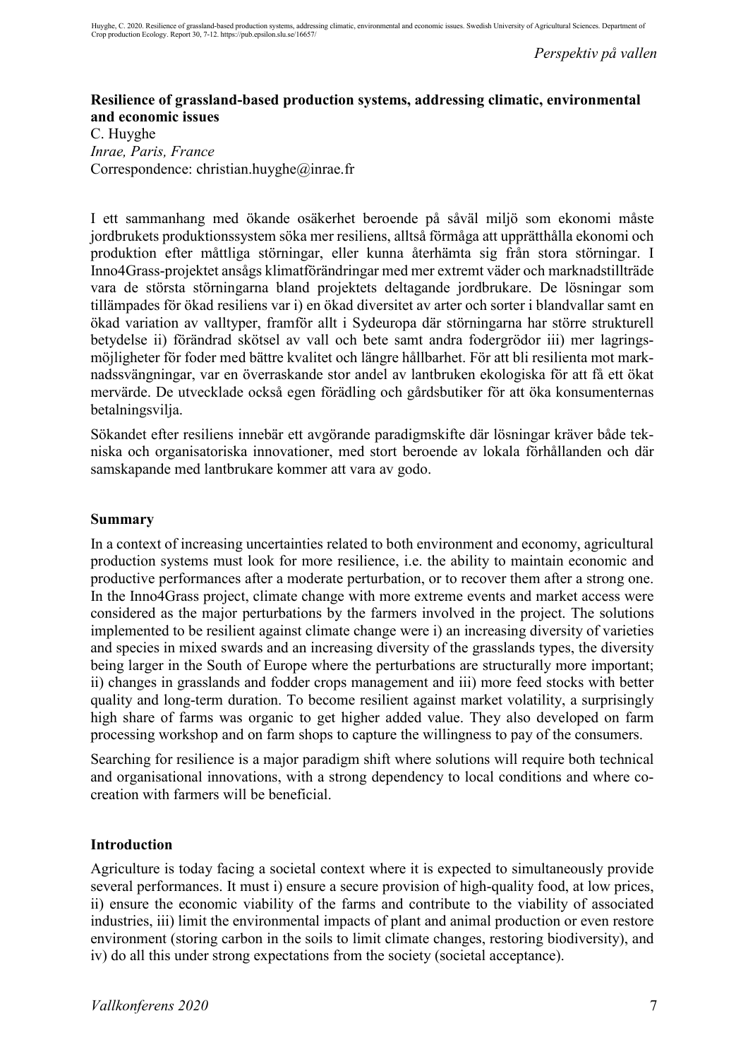**Resilience of grassland-based production systems, addressing climatic, environmental and economic issues**

C. Huyghe

*Inrae, Paris, France*

Correspondence: christian.huyghe@inrae.fr

I ett sammanhang med ökande osäkerhet beroende på såväl miljö som ekonomi måste jordbrukets produktionssystem söka mer resiliens, alltså förmåga att upprätthålla ekonomi och produktion efter måttliga störningar, eller kunna återhämta sig från stora störningar. I Inno4Grass-projektet ansågs klimatförändringar med mer extremt väder och marknadstillträde vara de största störningarna bland projektets deltagande jordbrukare. De lösningar som tillämpades för ökad resiliens var i) en ökad diversitet av arter och sorter i blandvallar samt en ökad variation av valltyper, framför allt i Sydeuropa där störningarna har större strukturell betydelse ii) förändrad skötsel av vall och bete samt andra fodergrödor iii) mer lagringsmöjligheter för foder med bättre kvalitet och längre hållbarhet. För att bli resilienta mot marknadssvängningar, var en överraskande stor andel av lantbruken ekologiska för att få ett ökat mervärde. De utvecklade också egen förädling och gårdsbutiker för att öka konsumenternas betalningsvilja.

Sökandet efter resiliens innebär ett avgörande paradigmskifte där lösningar kräver både tekniska och organisatoriska innovationer, med stort beroende av lokala förhållanden och där samskapande med lantbrukare kommer att vara av godo.

## Summary

In a context of increasing uncertainties related to both environment and economy, agricultural production systems must look for more resilience, i.e. the ability to maintain economic and productive performances after a moderate perturbation, or to recover them after a strong one. In the Inno4Grass project, climate change with more extreme events and market access were considered as the major perturbations by the farmers involved in the project. The solutions implemented to be resilient against climate change were i) an increasing diversity of varieties and species in mixed swards and an increasing diversity of the grasslands types, the diversity being larger in the South of Europe where the perturbations are structurally more important; ii) changes in grasslands and fodder crops management and iii) more feed stocks with better quality and long-term duration. To become resilient against market volatility, a surprisingly high share of farms was organic to get higher added value. They also developed on farm processing workshop and on farm shops to capture the willingness to pay of the consumers.

Searching for resilience is a major paradigm shift where solutions will require both technical and organisational innovations, with a strong dependency to local conditions and where co-creation with farmers will be beneficial.

## Introduction

Agriculture is today facing a societal context where it is expected to simultaneously provide several performances. It must i) ensure a secure provision of high-quality food, at low prices, ii) ensure the economic viability of the farms and contribute to the viability of associated industries, iii) limit the environmental impacts of plant and animal production or even restore environment (storing carbon in the soils to limit climate changes, restoring biodiversity), and iv) do all this under strong expectations from the society (societal acceptance).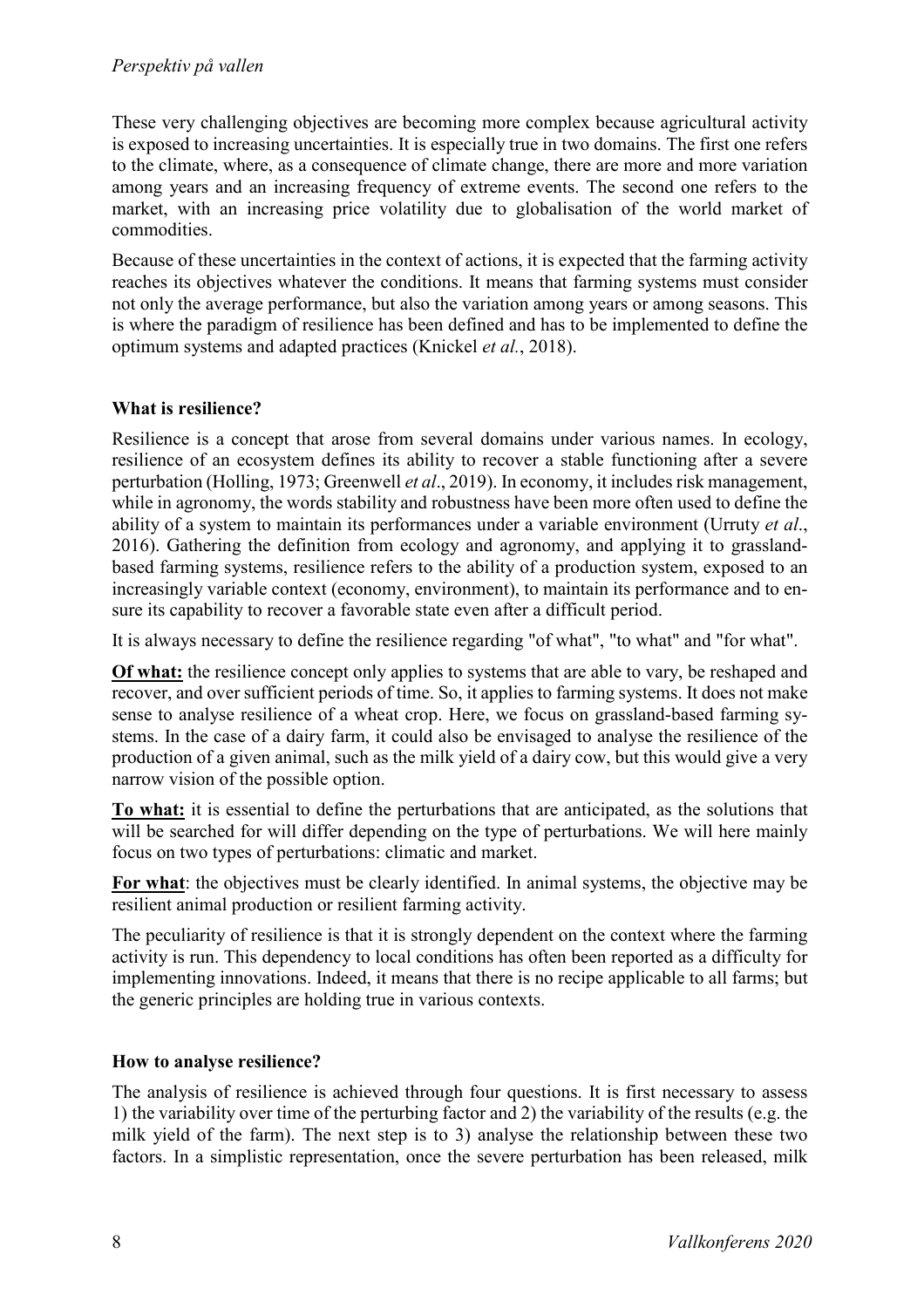These very challenging objectives are becoming more complex because agricultural activity is exposed to increasing uncertainties. It is especially true in two domains. The first one refers to the climate, where, as a consequence of climate change, there are more and more variation among years and an increasing frequency of extreme events. The second one refers to the market, with an increasing price volatility due to globalisation of the world market of commodities.

Because of these uncertainties in the context of actions, it is expected that the farming activity reaches its objectives whatever the conditions. It means that farming systems must consider not only the average performance, but also the variation among years or among seasons. This is where the paradigm of resilience has been defined and has to be implemented to define the optimum systems and adapted practices (Knickel *et al.*, 2018).

## What is resilience?

Resilience is a concept that arose from several domains under various names. In ecology, resilience of an ecosystem defines its ability to recover a stable functioning after a severe perturbation (Holling, 1973; Greenwell *et al*., 2019). In economy, it includes risk management, while in agronomy, the words stability and robustness have been more often used to define the ability of a system to maintain its performances under a variable environment (Urruty *et al*., 2016). Gathering the definition from ecology and agronomy, and applying it to grassland-based farming systems, resilience refers to the ability of a production system, exposed to an increasingly variable context (economy, environment), to maintain its performance and to ensure its capability to recover a favorable state even after a difficult period.

It is always necessary to define the resilience regarding "of what", "to what" and "for what".

**Of what:** the resilience concept only applies to systems that are able to vary, be reshaped and recover, and over sufficient periods of time. So, it applies to farming systems. It does not make sense to analyse resilience of a wheat crop. Here, we focus on grassland-based farming systems. In the case of a dairy farm, it could also be envisaged to analyse the resilience of the production of a given animal, such as the milk yield of a dairy cow, but this would give a very narrow vision of the possible option.

**To what:** it is essential to define the perturbations that are anticipated, as the solutions that will be searched for will differ depending on the type of perturbations. We will here mainly focus on two types of perturbations: climatic and market.

**For what**: the objectives must be clearly identified. In animal systems, the objective may be resilient animal production or resilient farming activity.

The peculiarity of resilience is that it is strongly dependent on the context where the farming activity is run. This dependency to local conditions has often been reported as a difficulty for implementing innovations. Indeed, it means that there is no recipe applicable to all farms; but the generic principles are holding true in various contexts.

## How to analyse resilience?

The analysis of resilience is achieved through four questions. It is first necessary to assess 1) the variability over time of the perturbing factor and 2) the variability of the results (e.g. the milk yield of the farm). The next step is to 3) analyse the relationship between these two factors. In a simplistic representation, once the severe perturbation has been released, milk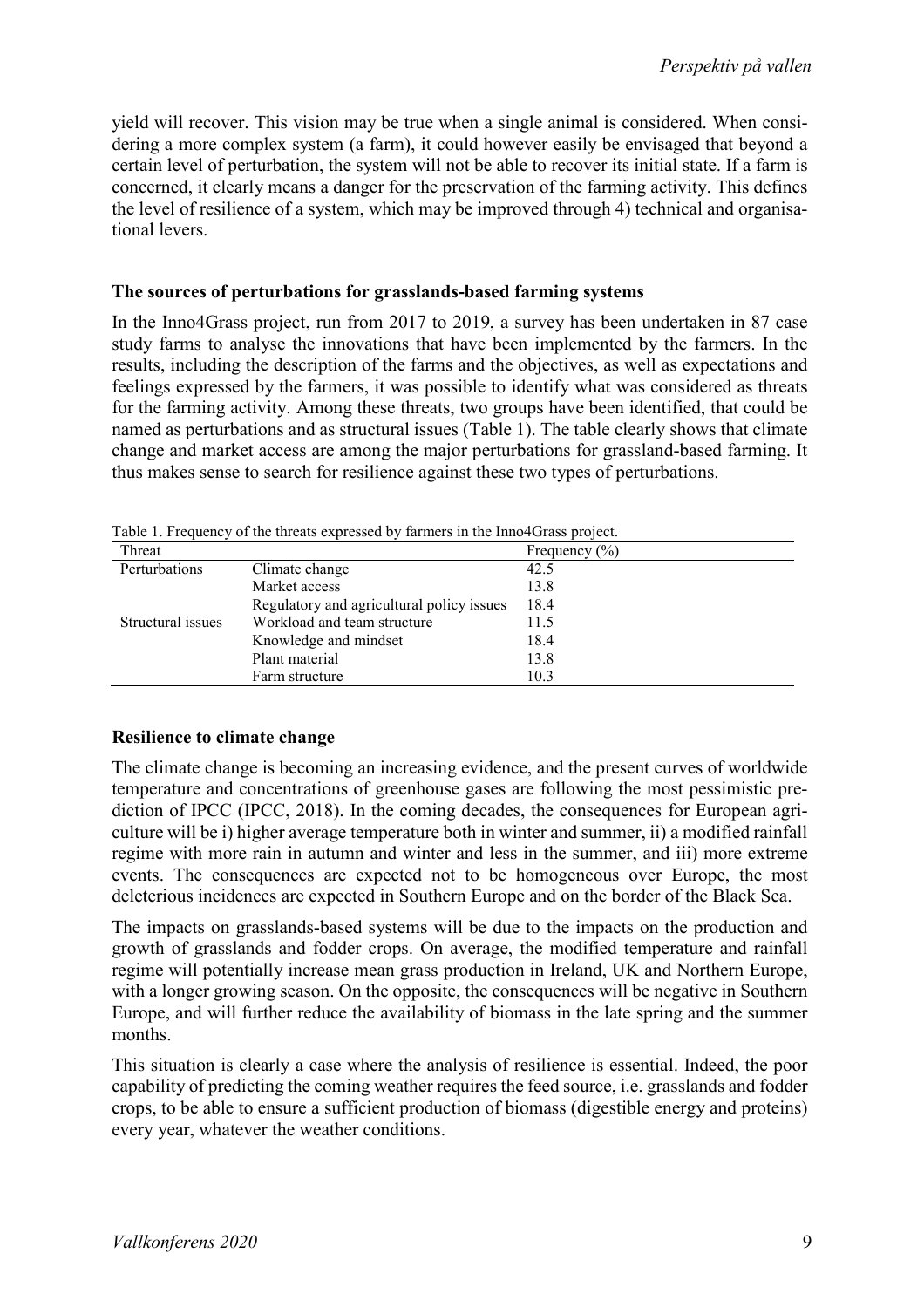yield will recover. This vision may be true when a single animal is considered. When considering a more complex system (a farm), it could however easily be envisaged that beyond a certain level of perturbation, the system will not be able to recover its initial state. If a farm is concerned, it clearly means a danger for the preservation of the farming activity. This defines the level of resilience of a system, which may be improved through 4) technical and organisational levers.

**The sources of perturbations for grasslands-based farming systems**

In the Inno4Grass project, run from 2017 to 2019, a survey has been undertaken in 87 case study farms to analyse the innovations that have been implemented by the farmers. In the results, including the description of the farms and the objectives, as well as expectations and feelings expressed by the farmers, it was possible to identify what was considered as threats for the farming activity. Among these threats, two groups have been identified, that could be named as perturbations and as structural issues (Table 1). The table clearly shows that climate change and market access are among the major perturbations for grassland-based farming. It thus makes sense to search for resilience against these two types of perturbations.

Table 1. Frequency of the threats expressed by farmers in the Inno4Grass project.

| Threat | | Frequency (%) |
|---|---|---|
| Perturbations | Climate change | 42.5 |
| | Market access | 13.8 |
| | Regulatory and agricultural policy issues | 18.4 |
| Structural issues | Workload and team structure | 11.5 |
| | Knowledge and mindset | 18.4 |
| | Plant material | 13.8 |
| | Farm structure | 10.3 |

**Resilience to climate change**

The climate change is becoming an increasing evidence, and the present curves of worldwide temperature and concentrations of greenhouse gases are following the most pessimistic prediction of IPCC (IPCC, 2018). In the coming decades, the consequences for European agriculture will be i) higher average temperature both in winter and summer, ii) a modified rainfall regime with more rain in autumn and winter and less in the summer, and iii) more extreme events. The consequences are expected not to be homogeneous over Europe, the most deleterious incidences are expected in Southern Europe and on the border of the Black Sea.

The impacts on grasslands-based systems will be due to the impacts on the production and growth of grasslands and fodder crops. On average, the modified temperature and rainfall regime will potentially increase mean grass production in Ireland, UK and Northern Europe, with a longer growing season. On the opposite, the consequences will be negative in Southern Europe, and will further reduce the availability of biomass in the late spring and the summer months.

This situation is clearly a case where the analysis of resilience is essential. Indeed, the poor capability of predicting the coming weather requires the feed source, i.e. grasslands and fodder crops, to be able to ensure a sufficient production of biomass (digestible energy and proteins) every year, whatever the weather conditions.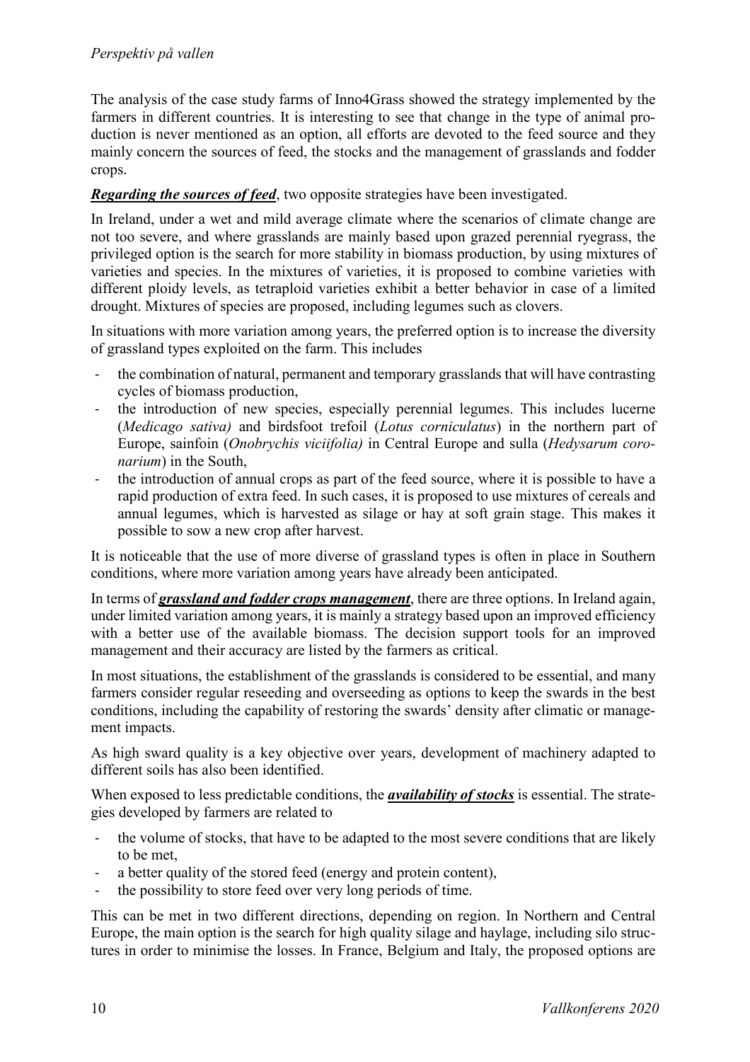The analysis of the case study farms of Inno4Grass showed the strategy implemented by the farmers in different countries. It is interesting to see that change in the type of animal production is never mentioned as an option, all efforts are devoted to the feed source and they mainly concern the sources of feed, the stocks and the management of grasslands and fodder crops.

***Regarding the sources of feed***, two opposite strategies have been investigated.

In Ireland, under a wet and mild average climate where the scenarios of climate change are not too severe, and where grasslands are mainly based upon grazed perennial ryegrass, the privileged option is the search for more stability in biomass production, by using mixtures of varieties and species. In the mixtures of varieties, it is proposed to combine varieties with different ploidy levels, as tetraploid varieties exhibit a better behavior in case of a limited drought. Mixtures of species are proposed, including legumes such as clovers.

In situations with more variation among years, the preferred option is to increase the diversity of grassland types exploited on the farm. This includes

- the combination of natural, permanent and temporary grasslands that will have contrasting cycles of biomass production,
- the introduction of new species, especially perennial legumes. This includes lucerne (*Medicago sativa)* and birdsfoot trefoil (*Lotus corniculatus*) in the northern part of Europe, sainfoin (*Onobrychis viciifolia)* in Central Europe and sulla (*Hedysarum coronarium*) in the South,
- the introduction of annual crops as part of the feed source, where it is possible to have a rapid production of extra feed. In such cases, it is proposed to use mixtures of cereals and annual legumes, which is harvested as silage or hay at soft grain stage. This makes it possible to sow a new crop after harvest.

It is noticeable that the use of more diverse of grassland types is often in place in Southern conditions, where more variation among years have already been anticipated.

In terms of ***grassland and fodder crops management***, there are three options. In Ireland again, under limited variation among years, it is mainly a strategy based upon an improved efficiency with a better use of the available biomass. The decision support tools for an improved management and their accuracy are listed by the farmers as critical.

In most situations, the establishment of the grasslands is considered to be essential, and many farmers consider regular reseeding and overseeding as options to keep the swards in the best conditions, including the capability of restoring the swards' density after climatic or management impacts.

As high sward quality is a key objective over years, development of machinery adapted to different soils has also been identified.

When exposed to less predictable conditions, the ***availability of stocks*** is essential. The strategies developed by farmers are related to

- the volume of stocks, that have to be adapted to the most severe conditions that are likely to be met,
- a better quality of the stored feed (energy and protein content),
- the possibility to store feed over very long periods of time.

This can be met in two different directions, depending on region. In Northern and Central Europe, the main option is the search for high quality silage and haylage, including silo structures in order to minimise the losses. In France, Belgium and Italy, the proposed options are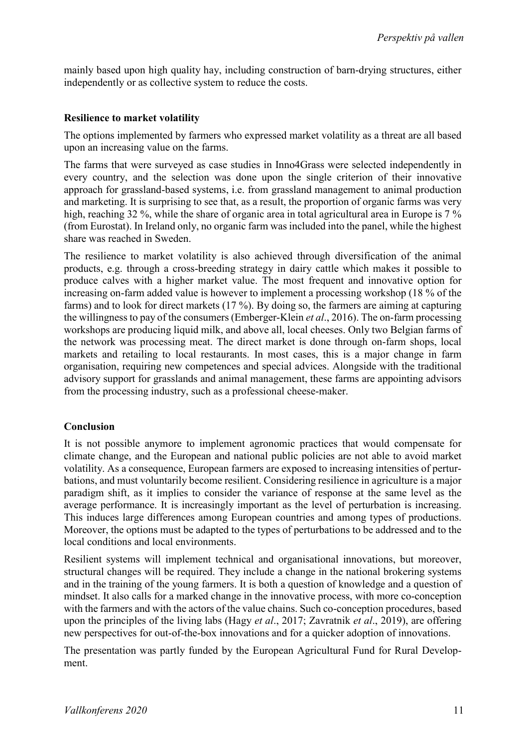mainly based upon high quality hay, including construction of barn-drying structures, either independently or as collective system to reduce the costs.

### Resilience to market volatility

The options implemented by farmers who expressed market volatility as a threat are all based upon an increasing value on the farms.

The farms that were surveyed as case studies in Inno4Grass were selected independently in every country, and the selection was done upon the single criterion of their innovative approach for grassland-based systems, i.e. from grassland management to animal production and marketing. It is surprising to see that, as a result, the proportion of organic farms was very high, reaching 32 %, while the share of organic area in total agricultural area in Europe is 7 % (from Eurostat). In Ireland only, no organic farm was included into the panel, while the highest share was reached in Sweden.

The resilience to market volatility is also achieved through diversification of the animal products, e.g. through a cross-breeding strategy in dairy cattle which makes it possible to produce calves with a higher market value. The most frequent and innovative option for increasing on-farm added value is however to implement a processing workshop (18 % of the farms) and to look for direct markets (17 %). By doing so, the farmers are aiming at capturing the willingness to pay of the consumers (Emberger-Klein *et al*., 2016). The on-farm processing workshops are producing liquid milk, and above all, local cheeses. Only two Belgian farms of the network was processing meat. The direct market is done through on-farm shops, local markets and retailing to local restaurants. In most cases, this is a major change in farm organisation, requiring new competences and special advices. Alongside with the traditional advisory support for grasslands and animal management, these farms are appointing advisors from the processing industry, such as a professional cheese-maker.

### Conclusion

It is not possible anymore to implement agronomic practices that would compensate for climate change, and the European and national public policies are not able to avoid market volatility. As a consequence, European farmers are exposed to increasing intensities of perturbations, and must voluntarily become resilient. Considering resilience in agriculture is a major paradigm shift, as it implies to consider the variance of response at the same level as the average performance. It is increasingly important as the level of perturbation is increasing. This induces large differences among European countries and among types of productions. Moreover, the options must be adapted to the types of perturbations to be addressed and to the local conditions and local environments.

Resilient systems will implement technical and organisational innovations, but moreover, structural changes will be required. They include a change in the national brokering systems and in the training of the young farmers. It is both a question of knowledge and a question of mindset. It also calls for a marked change in the innovative process, with more co-conception with the farmers and with the actors of the value chains. Such co-conception procedures, based upon the principles of the living labs (Hagy *et al*., 2017; Zavratnik *et al*., 2019), are offering new perspectives for out-of-the-box innovations and for a quicker adoption of innovations.

The presentation was partly funded by the European Agricultural Fund for Rural Development.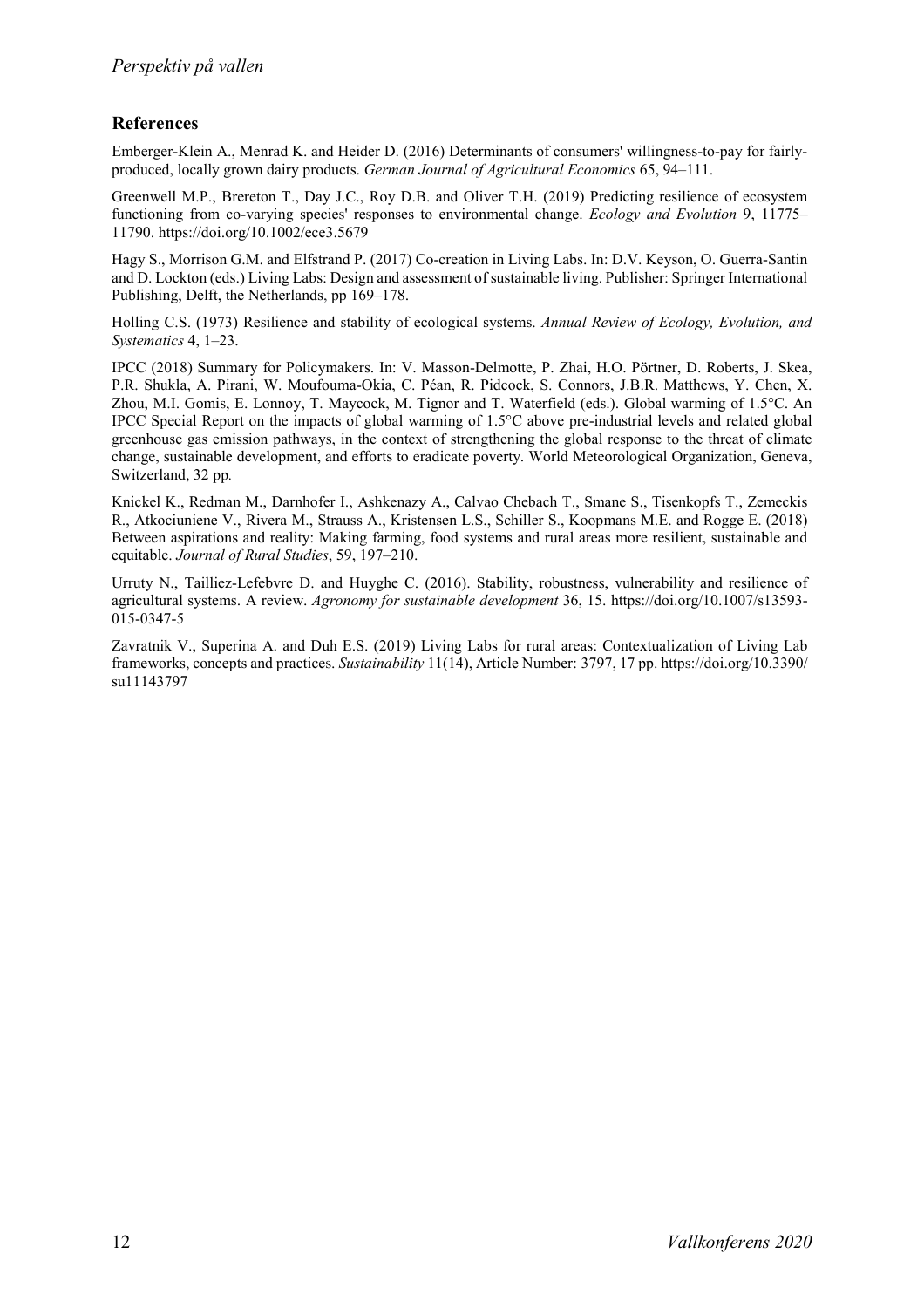## References

Emberger-Klein A., Menrad K. and Heider D. (2016) Determinants of consumers' willingness-to-pay for fairly-produced, locally grown dairy products. *German Journal of Agricultural Economics* 65, 94–111.

Greenwell M.P., Brereton T., Day J.C., Roy D.B. and Oliver T.H. (2019) Predicting resilience of ecosystem functioning from co-varying species' responses to environmental change. *Ecology and Evolution* 9, 11775–11790. https://doi.org/10.1002/ece3.5679

Hagy S., Morrison G.M. and Elfstrand P. (2017) Co-creation in Living Labs. In: D.V. Keyson, O. Guerra-Santin and D. Lockton (eds.) Living Labs: Design and assessment of sustainable living. Publisher: Springer International Publishing, Delft, the Netherlands, pp 169–178.

Holling C.S. (1973) Resilience and stability of ecological systems. *Annual Review of Ecology, Evolution, and Systematics* 4, 1–23.

IPCC (2018) Summary for Policymakers. In: V. Masson-Delmotte, P. Zhai, H.O. Pörtner, D. Roberts, J. Skea, P.R. Shukla, A. Pirani, W. Moufouma-Okia, C. Péan, R. Pidcock, S. Connors, J.B.R. Matthews, Y. Chen, X. Zhou, M.I. Gomis, E. Lonnoy, T. Maycock, M. Tignor and T. Waterfield (eds.). Global warming of 1.5°C. An IPCC Special Report on the impacts of global warming of 1.5°C above pre-industrial levels and related global greenhouse gas emission pathways, in the context of strengthening the global response to the threat of climate change, sustainable development, and efforts to eradicate poverty. World Meteorological Organization, Geneva, Switzerland, 32 pp.

Knickel K., Redman M., Darnhofer I., Ashkenazy A., Calvao Chebach T., Smane S., Tisenkopfs T., Zemeckis R., Atkociuniene V., Rivera M., Strauss A., Kristensen L.S., Schiller S., Koopmans M.E. and Rogge E. (2018) Between aspirations and reality: Making farming, food systems and rural areas more resilient, sustainable and equitable. *Journal of Rural Studies*, 59, 197–210.

Urruty N., Tailliez-Lefebvre D. and Huyghe C. (2016). Stability, robustness, vulnerability and resilience of agricultural systems. A review. *Agronomy for sustainable development* 36, 15. https://doi.org/10.1007/s13593-015-0347-5

Zavratnik V., Superina A. and Duh E.S. (2019) Living Labs for rural areas: Contextualization of Living Lab frameworks, concepts and practices. *Sustainability* 11(14), Article Number: 3797, 17 pp. https://doi.org/10.3390/su11143797